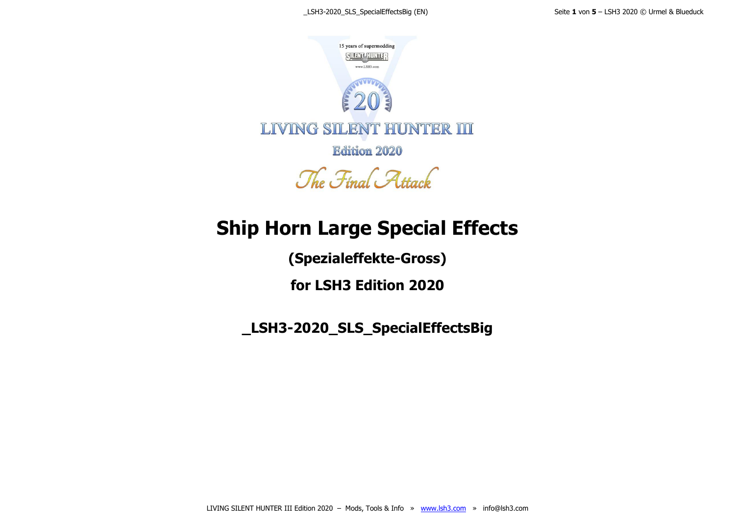15 years of supermodding

SILENT HUNTER

www.LSH3.com

20

LIVING SILENT HUNTER III

Edition 2020

The Final Attack

# Ship Horn Large Special Effects

## (Spezialeffekte-Gross)

## for LSH3 Edition 2020

## _LSH3-2020_SLS_SpecialEffectsBig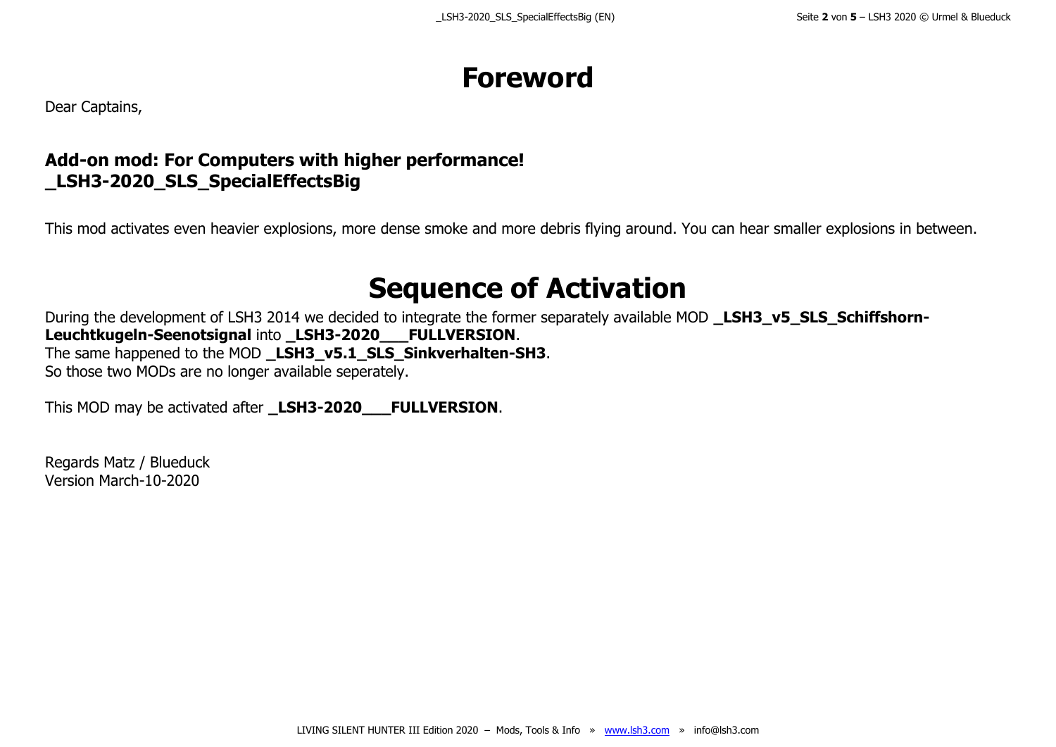# Foreword

Dear Captains,

**Add-on mod: For Computers with higher performance!**
**_LSH3-2020_SLS_SpecialEffectsBig**

This mod activates even heavier explosions, more dense smoke and more debris flying around. You can hear smaller explosions in between.

# Sequence of Activation

During the development of LSH3 2014 we decided to integrate the former separately available MOD **_LSH3_v5_SLS_Schiffshorn-Leuchtkugeln-Seenotsignal** into **_LSH3-2020___FULLVERSION**.
The same happened to the MOD **_LSH3_v5.1_SLS_Sinkverhalten-SH3**.
So those two MODs are no longer available seperately.

This MOD may be activated after **_LSH3-2020___FULLVERSION**.

Regards Matz / Blueduck
Version March-10-2020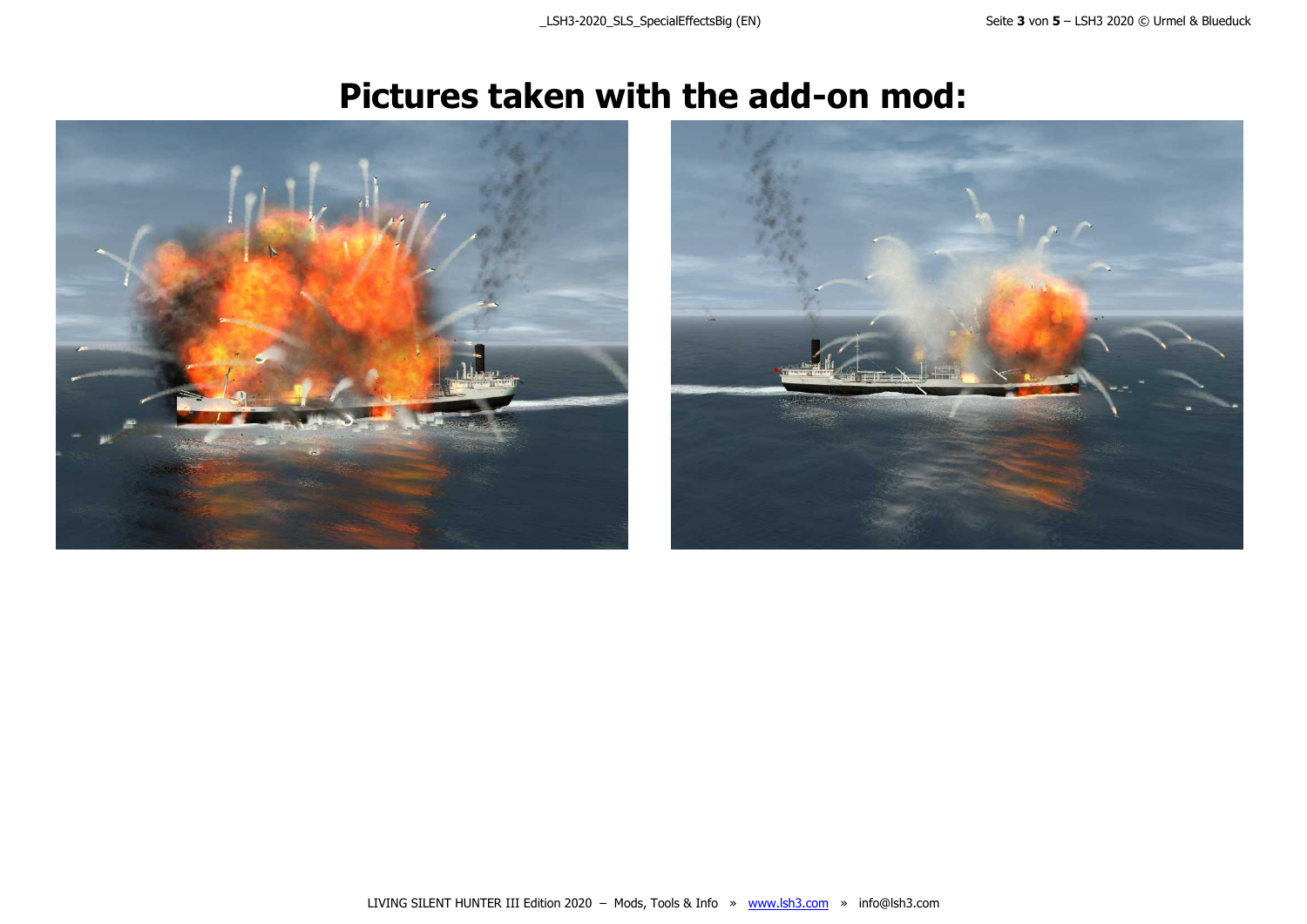# Pictures taken with the add-on mod: